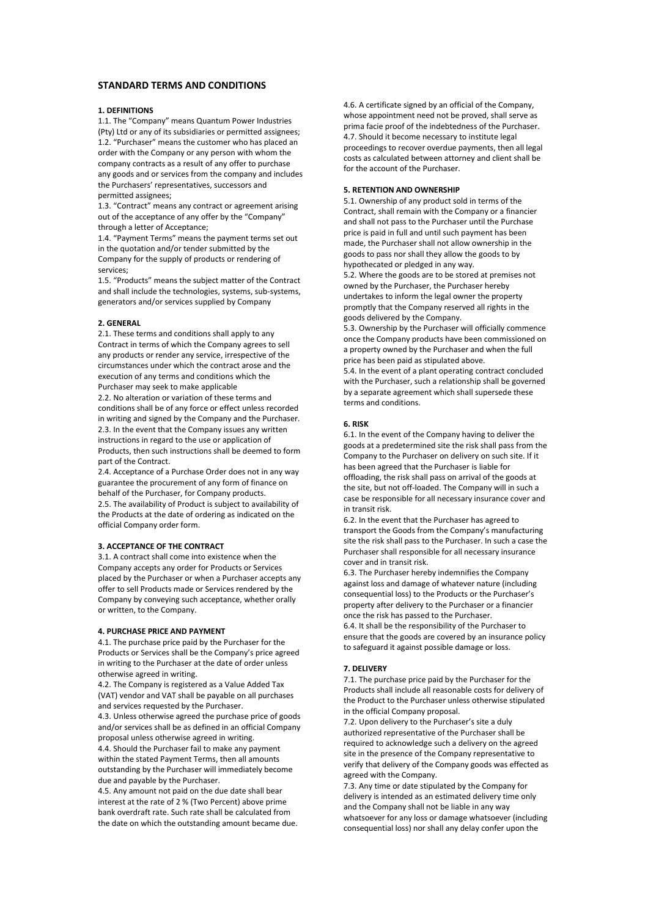## STANDARD TERMS AND CONDITIONS

### 1. DEFINITIONS

1.1. The "Company" means Quantum Power Industries (Pty) Ltd or any of its subsidiaries or permitted assignees;
1.2. "Purchaser" means the customer who has placed an order with the Company or any person with whom the company contracts as a result of any offer to purchase any goods and or services from the company and includes the Purchasers' representatives, successors and permitted assignees;
1.3. "Contract" means any contract or agreement arising out of the acceptance of any offer by the "Company" through a letter of Acceptance;
1.4. "Payment Terms" means the payment terms set out in the quotation and/or tender submitted by the Company for the supply of products or rendering of services;
1.5. "Products" means the subject matter of the Contract and shall include the technologies, systems, sub-systems, generators and/or services supplied by Company

### 2. GENERAL

2.1. These terms and conditions shall apply to any Contract in terms of which the Company agrees to sell any products or render any service, irrespective of the circumstances under which the contract arose and the execution of any terms and conditions which the Purchaser may seek to make applicable
2.2. No alteration or variation of these terms and conditions shall be of any force or effect unless recorded in writing and signed by the Company and the Purchaser.
2.3. In the event that the Company issues any written instructions in regard to the use or application of Products, then such instructions shall be deemed to form part of the Contract.
2.4. Acceptance of a Purchase Order does not in any way guarantee the procurement of any form of finance on behalf of the Purchaser, for Company products.
2.5. The availability of Product is subject to availability of the Products at the date of ordering as indicated on the official Company order form.

### 3. ACCEPTANCE OF THE CONTRACT

3.1. A contract shall come into existence when the Company accepts any order for Products or Services placed by the Purchaser or when a Purchaser accepts any offer to sell Products made or Services rendered by the Company by conveying such acceptance, whether orally or written, to the Company.

### 4. PURCHASE PRICE AND PAYMENT

4.1. The purchase price paid by the Purchaser for the Products or Services shall be the Company's price agreed in writing to the Purchaser at the date of order unless otherwise agreed in writing.
4.2. The Company is registered as a Value Added Tax (VAT) vendor and VAT shall be payable on all purchases and services requested by the Purchaser.
4.3. Unless otherwise agreed the purchase price of goods and/or services shall be as defined in an official Company proposal unless otherwise agreed in writing.
4.4. Should the Purchaser fail to make any payment within the stated Payment Terms, then all amounts outstanding by the Purchaser will immediately become due and payable by the Purchaser.
4.5. Any amount not paid on the due date shall bear interest at the rate of 2 % (Two Percent) above prime bank overdraft rate. Such rate shall be calculated from the date on which the outstanding amount became due.
4.6. A certificate signed by an official of the Company, whose appointment need not be proved, shall serve as prima facie proof of the indebtedness of the Purchaser.
4.7. Should it become necessary to institute legal proceedings to recover overdue payments, then all legal costs as calculated between attorney and client shall be for the account of the Purchaser.

### 5. RETENTION AND OWNERSHIP

5.1. Ownership of any product sold in terms of the Contract, shall remain with the Company or a financier and shall not pass to the Purchaser until the Purchase price is paid in full and until such payment has been made, the Purchaser shall not allow ownership in the goods to pass nor shall they allow the goods to by hypothecated or pledged in any way.
5.2. Where the goods are to be stored at premises not owned by the Purchaser, the Purchaser hereby undertakes to inform the legal owner the property promptly that the Company reserved all rights in the goods delivered by the Company.
5.3. Ownership by the Purchaser will officially commence once the Company products have been commissioned on a property owned by the Purchaser and when the full price has been paid as stipulated above.
5.4. In the event of a plant operating contract concluded with the Purchaser, such a relationship shall be governed by a separate agreement which shall supersede these terms and conditions.

### 6. RISK

6.1. In the event of the Company having to deliver the goods at a predetermined site the risk shall pass from the Company to the Purchaser on delivery on such site. If it has been agreed that the Purchaser is liable for offloading, the risk shall pass on arrival of the goods at the site, but not off-loaded. The Company will in such a case be responsible for all necessary insurance cover and in transit risk.
6.2. In the event that the Purchaser has agreed to transport the Goods from the Company's manufacturing site the risk shall pass to the Purchaser. In such a case the Purchaser shall responsible for all necessary insurance cover and in transit risk.
6.3. The Purchaser hereby indemnifies the Company against loss and damage of whatever nature (including consequential loss) to the Products or the Purchaser's property after delivery to the Purchaser or a financier once the risk has passed to the Purchaser.
6.4. It shall be the responsibility of the Purchaser to ensure that the goods are covered by an insurance policy to safeguard it against possible damage or loss.

### 7. DELIVERY

7.1. The purchase price paid by the Purchaser for the Products shall include all reasonable costs for delivery of the Product to the Purchaser unless otherwise stipulated in the official Company proposal.
7.2. Upon delivery to the Purchaser's site a duly authorized representative of the Purchaser shall be required to acknowledge such a delivery on the agreed site in the presence of the Company representative to verify that delivery of the Company goods was effected as agreed with the Company.
7.3. Any time or date stipulated by the Company for delivery is intended as an estimated delivery time only and the Company shall not be liable in any way whatsoever for any loss or damage whatsoever (including consequential loss) nor shall any delay confer upon the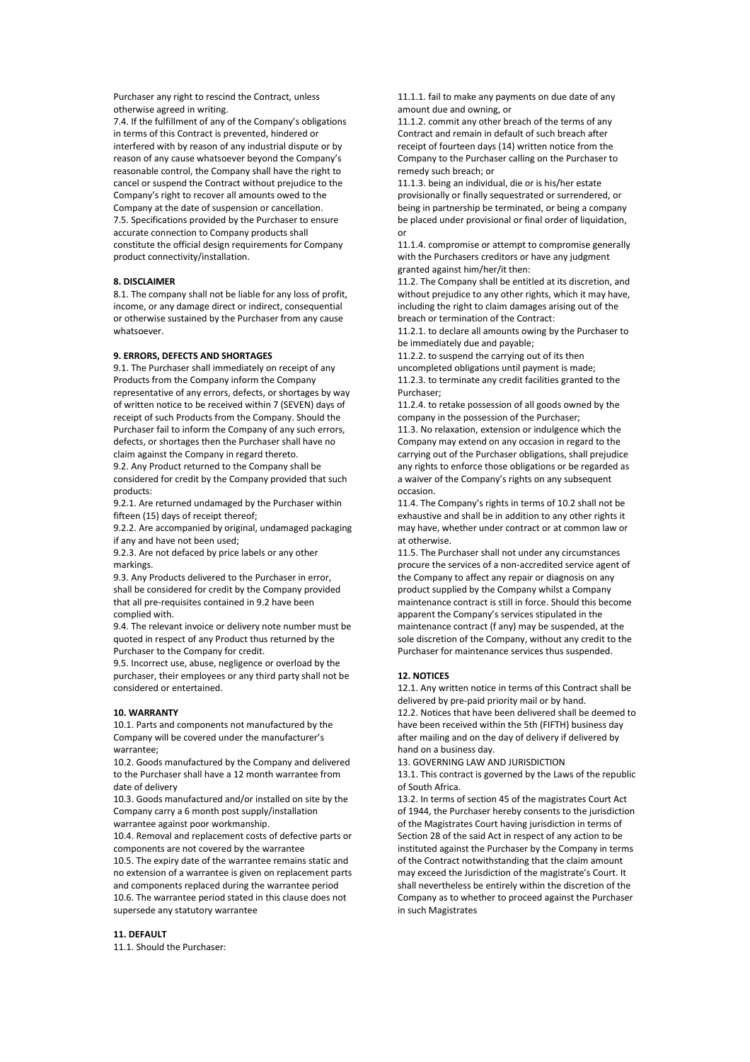Purchaser any right to rescind the Contract, unless otherwise agreed in writing.

7.4. If the fulfillment of any of the Company's obligations in terms of this Contract is prevented, hindered or interfered with by reason of any industrial dispute or by reason of any cause whatsoever beyond the Company's reasonable control, the Company shall have the right to cancel or suspend the Contract without prejudice to the Company's right to recover all amounts owed to the Company at the date of suspension or cancellation.

7.5. Specifications provided by the Purchaser to ensure accurate connection to Company products shall constitute the official design requirements for Company product connectivity/installation.

**8. DISCLAIMER**

8.1. The company shall not be liable for any loss of profit, income, or any damage direct or indirect, consequential or otherwise sustained by the Purchaser from any cause whatsoever.

**9. ERRORS, DEFECTS AND SHORTAGES**

9.1. The Purchaser shall immediately on receipt of any Products from the Company inform the Company representative of any errors, defects, or shortages by way of written notice to be received within 7 (SEVEN) days of receipt of such Products from the Company. Should the Purchaser fail to inform the Company of any such errors, defects, or shortages then the Purchaser shall have no claim against the Company in regard thereto.

9.2. Any Product returned to the Company shall be considered for credit by the Company provided that such products:

9.2.1. Are returned undamaged by the Purchaser within fifteen (15) days of receipt thereof;

9.2.2. Are accompanied by original, undamaged packaging if any and have not been used;

9.2.3. Are not defaced by price labels or any other markings.

9.3. Any Products delivered to the Purchaser in error, shall be considered for credit by the Company provided that all pre-requisites contained in 9.2 have been complied with.

9.4. The relevant invoice or delivery note number must be quoted in respect of any Product thus returned by the Purchaser to the Company for credit.

9.5. Incorrect use, abuse, negligence or overload by the purchaser, their employees or any third party shall not be considered or entertained.

**10. WARRANTY**

10.1. Parts and components not manufactured by the Company will be covered under the manufacturer's warrantee;

10.2. Goods manufactured by the Company and delivered to the Purchaser shall have a 12 month warrantee from date of delivery

10.3. Goods manufactured and/or installed on site by the Company carry a 6 month post supply/installation warrantee against poor workmanship.

10.4. Removal and replacement costs of defective parts or components are not covered by the warrantee

10.5. The expiry date of the warrantee remains static and no extension of a warrantee is given on replacement parts and components replaced during the warrantee period

10.6. The warrantee period stated in this clause does not supersede any statutory warrantee

**11. DEFAULT**

11.1. Should the Purchaser:

11.1.1. fail to make any payments on due date of any amount due and owning, or

11.1.2. commit any other breach of the terms of any Contract and remain in default of such breach after receipt of fourteen days (14) written notice from the Company to the Purchaser calling on the Purchaser to remedy such breach; or

11.1.3. being an individual, die or is his/her estate provisionally or finally sequestrated or surrendered, or being in partnership be terminated, or being a company be placed under provisional or final order of liquidation, or

11.1.4. compromise or attempt to compromise generally with the Purchasers creditors or have any judgment granted against him/her/it then:

11.2. The Company shall be entitled at its discretion, and without prejudice to any other rights, which it may have, including the right to claim damages arising out of the breach or termination of the Contract:

11.2.1. to declare all amounts owing by the Purchaser to be immediately due and payable;

11.2.2. to suspend the carrying out of its then uncompleted obligations until payment is made;

11.2.3. to terminate any credit facilities granted to the Purchaser;

11.2.4. to retake possession of all goods owned by the company in the possession of the Purchaser;

11.3. No relaxation, extension or indulgence which the Company may extend on any occasion in regard to the carrying out of the Purchaser obligations, shall prejudice any rights to enforce those obligations or be regarded as a waiver of the Company's rights on any subsequent occasion.

11.4. The Company's rights in terms of 10.2 shall not be exhaustive and shall be in addition to any other rights it may have, whether under contract or at common law or at otherwise.

11.5. The Purchaser shall not under any circumstances procure the services of a non-accredited service agent of the Company to affect any repair or diagnosis on any product supplied by the Company whilst a Company maintenance contract is still in force. Should this become apparent the Company's services stipulated in the maintenance contract (f any) may be suspended, at the sole discretion of the Company, without any credit to the Purchaser for maintenance services thus suspended.

**12. NOTICES**

12.1. Any written notice in terms of this Contract shall be delivered by pre-paid priority mail or by hand.

12.2. Notices that have been delivered shall be deemed to have been received within the 5th (FIFTH) business day after mailing and on the day of delivery if delivered by hand on a business day.

13. GOVERNING LAW AND JURISDICTION

13.1. This contract is governed by the Laws of the republic of South Africa.

13.2. In terms of section 45 of the magistrates Court Act of 1944, the Purchaser hereby consents to the jurisdiction of the Magistrates Court having jurisdiction in terms of Section 28 of the said Act in respect of any action to be instituted against the Purchaser by the Company in terms of the Contract notwithstanding that the claim amount may exceed the Jurisdiction of the magistrate's Court. It shall nevertheless be entirely within the discretion of the Company as to whether to proceed against the Purchaser in such Magistrates